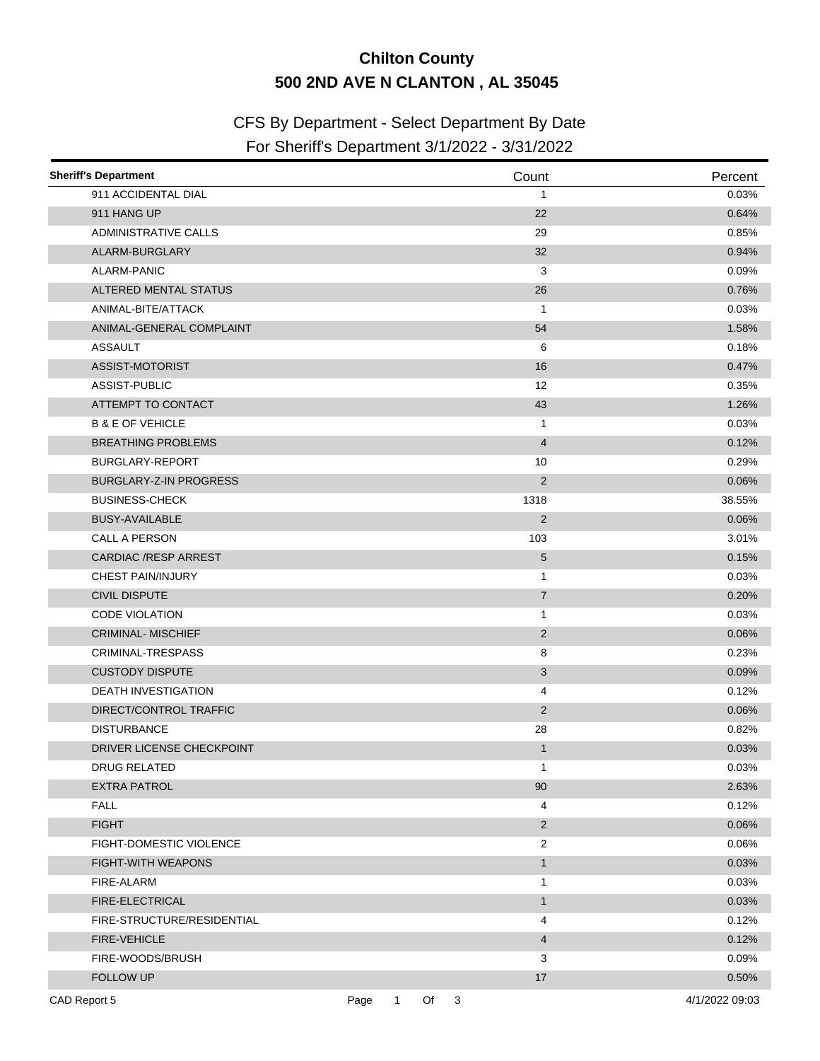# Chilton County

## 500 2ND AVE N CLANTON , AL 35045

### CFS By Department - Select Department By Date

### For Sheriff's Department 3/1/2022 - 3/31/2022

| Sheriff's Department | Count | Percent |
|---|---|---|
| 911 ACCIDENTAL DIAL | 1 | 0.03% |
| 911 HANG UP | 22 | 0.64% |
| ADMINISTRATIVE CALLS | 29 | 0.85% |
| ALARM-BURGLARY | 32 | 0.94% |
| ALARM-PANIC | 3 | 0.09% |
| ALTERED MENTAL STATUS | 26 | 0.76% |
| ANIMAL-BITE/ATTACK | 1 | 0.03% |
| ANIMAL-GENERAL COMPLAINT | 54 | 1.58% |
| ASSAULT | 6 | 0.18% |
| ASSIST-MOTORIST | 16 | 0.47% |
| ASSIST-PUBLIC | 12 | 0.35% |
| ATTEMPT TO CONTACT | 43 | 1.26% |
| B & E OF VEHICLE | 1 | 0.03% |
| BREATHING PROBLEMS | 4 | 0.12% |
| BURGLARY-REPORT | 10 | 0.29% |
| BURGLARY-Z-IN PROGRESS | 2 | 0.06% |
| BUSINESS-CHECK | 1318 | 38.55% |
| BUSY-AVAILABLE | 2 | 0.06% |
| CALL A PERSON | 103 | 3.01% |
| CARDIAC /RESP ARREST | 5 | 0.15% |
| CHEST PAIN/INJURY | 1 | 0.03% |
| CIVIL DISPUTE | 7 | 0.20% |
| CODE VIOLATION | 1 | 0.03% |
| CRIMINAL- MISCHIEF | 2 | 0.06% |
| CRIMINAL-TRESPASS | 8 | 0.23% |
| CUSTODY DISPUTE | 3 | 0.09% |
| DEATH INVESTIGATION | 4 | 0.12% |
| DIRECT/CONTROL TRAFFIC | 2 | 0.06% |
| DISTURBANCE | 28 | 0.82% |
| DRIVER LICENSE CHECKPOINT | 1 | 0.03% |
| DRUG RELATED | 1 | 0.03% |
| EXTRA PATROL | 90 | 2.63% |
| FALL | 4 | 0.12% |
| FIGHT | 2 | 0.06% |
| FIGHT-DOMESTIC VIOLENCE | 2 | 0.06% |
| FIGHT-WITH WEAPONS | 1 | 0.03% |
| FIRE-ALARM | 1 | 0.03% |
| FIRE-ELECTRICAL | 1 | 0.03% |
| FIRE-STRUCTURE/RESIDENTIAL | 4 | 0.12% |
| FIRE-VEHICLE | 4 | 0.12% |
| FIRE-WOODS/BRUSH | 3 | 0.09% |
| FOLLOW UP | 17 | 0.50% |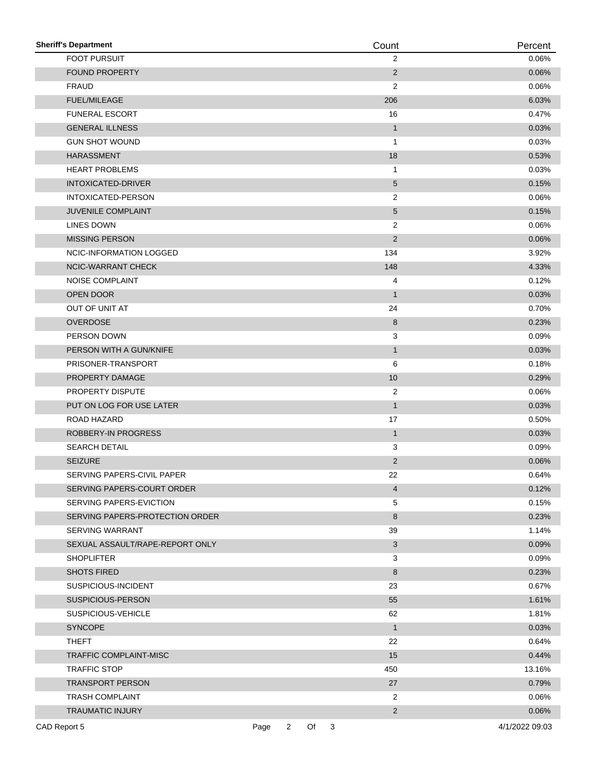| Sheriff's Department | Count | Percent |
| --- | --- | --- |
| FOOT PURSUIT | 2 | 0.06% |
| FOUND PROPERTY | 2 | 0.06% |
| FRAUD | 2 | 0.06% |
| FUEL/MILEAGE | 206 | 6.03% |
| FUNERAL ESCORT | 16 | 0.47% |
| GENERAL ILLNESS | 1 | 0.03% |
| GUN SHOT WOUND | 1 | 0.03% |
| HARASSMENT | 18 | 0.53% |
| HEART PROBLEMS | 1 | 0.03% |
| INTOXICATED-DRIVER | 5 | 0.15% |
| INTOXICATED-PERSON | 2 | 0.06% |
| JUVENILE COMPLAINT | 5 | 0.15% |
| LINES DOWN | 2 | 0.06% |
| MISSING PERSON | 2 | 0.06% |
| NCIC-INFORMATION LOGGED | 134 | 3.92% |
| NCIC-WARRANT CHECK | 148 | 4.33% |
| NOISE COMPLAINT | 4 | 0.12% |
| OPEN DOOR | 1 | 0.03% |
| OUT OF UNIT AT | 24 | 0.70% |
| OVERDOSE | 8 | 0.23% |
| PERSON DOWN | 3 | 0.09% |
| PERSON WITH A GUN/KNIFE | 1 | 0.03% |
| PRISONER-TRANSPORT | 6 | 0.18% |
| PROPERTY DAMAGE | 10 | 0.29% |
| PROPERTY DISPUTE | 2 | 0.06% |
| PUT ON LOG FOR USE LATER | 1 | 0.03% |
| ROAD HAZARD | 17 | 0.50% |
| ROBBERY-IN PROGRESS | 1 | 0.03% |
| SEARCH DETAIL | 3 | 0.09% |
| SEIZURE | 2 | 0.06% |
| SERVING PAPERS-CIVIL PAPER | 22 | 0.64% |
| SERVING PAPERS-COURT ORDER | 4 | 0.12% |
| SERVING PAPERS-EVICTION | 5 | 0.15% |
| SERVING PAPERS-PROTECTION ORDER | 8 | 0.23% |
| SERVING WARRANT | 39 | 1.14% |
| SEXUAL ASSAULT/RAPE-REPORT ONLY | 3 | 0.09% |
| SHOPLIFTER | 3 | 0.09% |
| SHOTS FIRED | 8 | 0.23% |
| SUSPICIOUS-INCIDENT | 23 | 0.67% |
| SUSPICIOUS-PERSON | 55 | 1.61% |
| SUSPICIOUS-VEHICLE | 62 | 1.81% |
| SYNCOPE | 1 | 0.03% |
| THEFT | 22 | 0.64% |
| TRAFFIC COMPLAINT-MISC | 15 | 0.44% |
| TRAFFIC STOP | 450 | 13.16% |
| TRANSPORT PERSON | 27 | 0.79% |
| TRASH COMPLAINT | 2 | 0.06% |
| TRAUMATIC INJURY | 2 | 0.06% |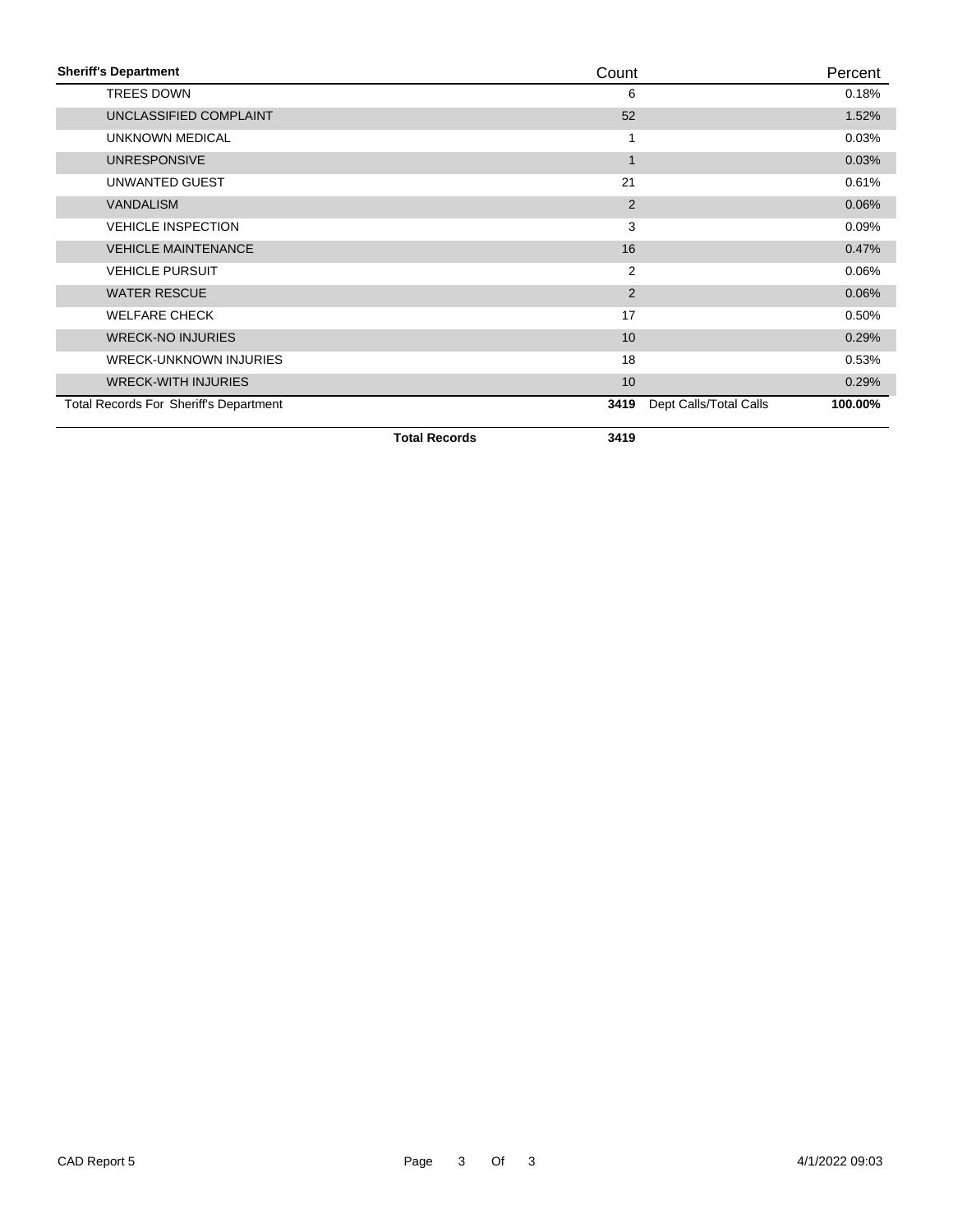| Sheriff's Department | Count | | Percent |
|---|---|---|---|
| TREES DOWN | 6 | | 0.18% |
| UNCLASSIFIED COMPLAINT | 52 | | 1.52% |
| UNKNOWN MEDICAL | 1 | | 0.03% |
| UNRESPONSIVE | 1 | | 0.03% |
| UNWANTED GUEST | 21 | | 0.61% |
| VANDALISM | 2 | | 0.06% |
| VEHICLE INSPECTION | 3 | | 0.09% |
| VEHICLE MAINTENANCE | 16 | | 0.47% |
| VEHICLE PURSUIT | 2 | | 0.06% |
| WATER RESCUE | 2 | | 0.06% |
| WELFARE CHECK | 17 | | 0.50% |
| WRECK-NO INJURIES | 10 | | 0.29% |
| WRECK-UNKNOWN INJURIES | 18 | | 0.53% |
| WRECK-WITH INJURIES | 10 | | 0.29% |
| Total Records For Sheriff's Department | **3419** | Dept Calls/Total Calls | **100.00%** |
| **Total Records** | **3419** | | |

CAD Report 5 — 4/1/2022 09:03